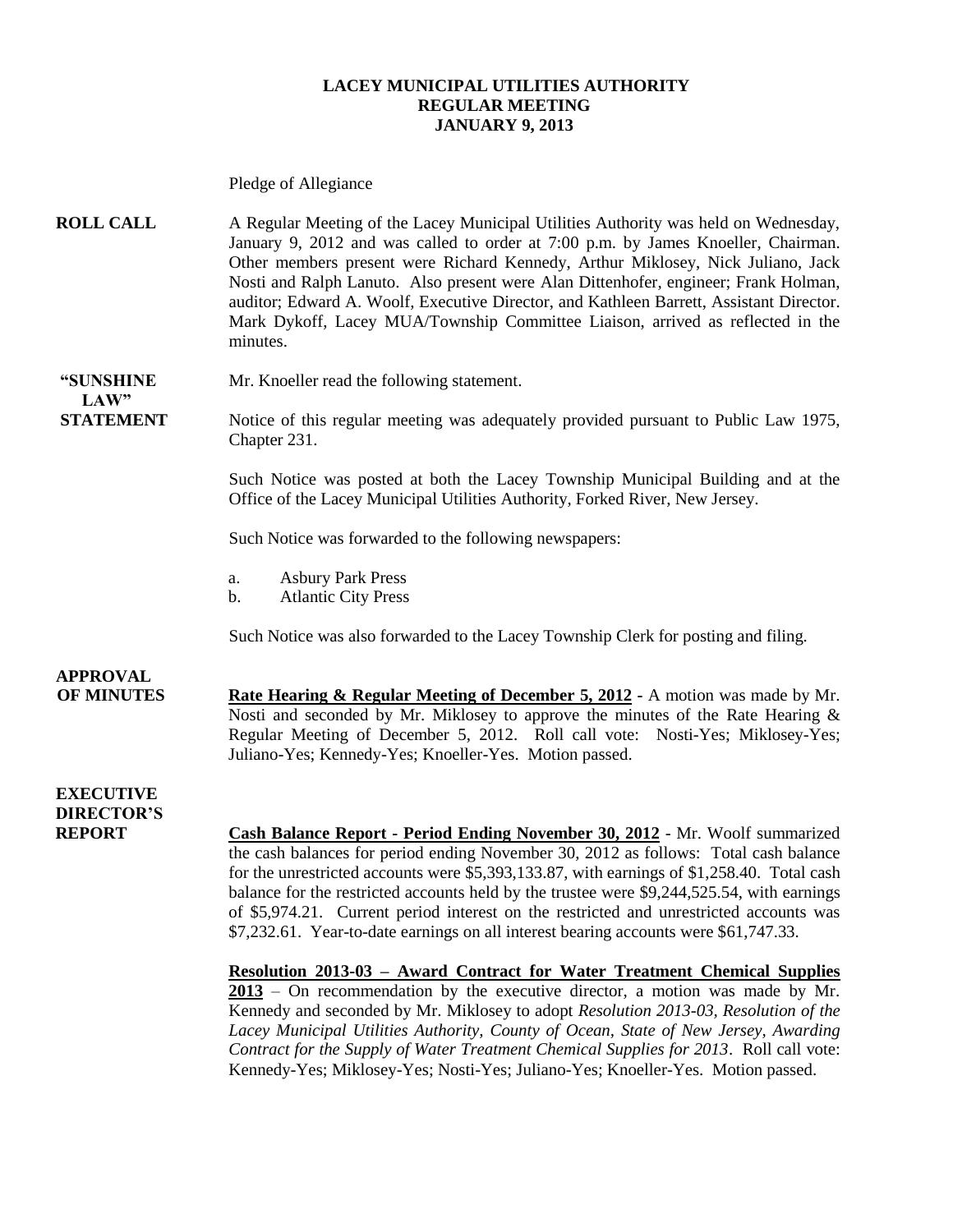**LACEY MUNICIPAL UTILITIES AUTHORITY**
**REGULAR MEETING**
**JANUARY 9, 2013**

Pledge of Allegiance

**ROLL CALL**

A Regular Meeting of the Lacey Municipal Utilities Authority was held on Wednesday, January 9, 2012 and was called to order at 7:00 p.m. by James Knoeller, Chairman. Other members present were Richard Kennedy, Arthur Miklosey, Nick Juliano, Jack Nosti and Ralph Lanuto. Also present were Alan Dittenhofer, engineer; Frank Holman, auditor; Edward A. Woolf, Executive Director, and Kathleen Barrett, Assistant Director. Mark Dykoff, Lacey MUA/Township Committee Liaison, arrived as reflected in the minutes.

**"SUNSHINE LAW" STATEMENT**

Mr. Knoeller read the following statement.

Notice of this regular meeting was adequately provided pursuant to Public Law 1975, Chapter 231.

Such Notice was posted at both the Lacey Township Municipal Building and at the Office of the Lacey Municipal Utilities Authority, Forked River, New Jersey.

Such Notice was forwarded to the following newspapers:

a. Asbury Park Press
b. Atlantic City Press

Such Notice was also forwarded to the Lacey Township Clerk for posting and filing.

**APPROVAL OF MINUTES**

**Rate Hearing & Regular Meeting of December 5, 2012** - A motion was made by Mr. Nosti and seconded by Mr. Miklosey to approve the minutes of the Rate Hearing & Regular Meeting of December 5, 2012. Roll call vote: Nosti-Yes; Miklosey-Yes; Juliano-Yes; Kennedy-Yes; Knoeller-Yes. Motion passed.

**EXECUTIVE DIRECTOR'S REPORT**

**Cash Balance Report - Period Ending November 30, 2012** - Mr. Woolf summarized the cash balances for period ending November 30, 2012 as follows: Total cash balance for the unrestricted accounts were $5,393,133.87, with earnings of $1,258.40. Total cash balance for the restricted accounts held by the trustee were $9,244,525.54, with earnings of $5,974.21. Current period interest on the restricted and unrestricted accounts was $7,232.61. Year-to-date earnings on all interest bearing accounts were $61,747.33.

**Resolution 2013-03 – Award Contract for Water Treatment Chemical Supplies 2013** – On recommendation by the executive director, a motion was made by Mr. Kennedy and seconded by Mr. Miklosey to adopt *Resolution 2013-03, Resolution of the Lacey Municipal Utilities Authority, County of Ocean, State of New Jersey, Awarding Contract for the Supply of Water Treatment Chemical Supplies for 2013*. Roll call vote: Kennedy-Yes; Miklosey-Yes; Nosti-Yes; Juliano-Yes; Knoeller-Yes. Motion passed.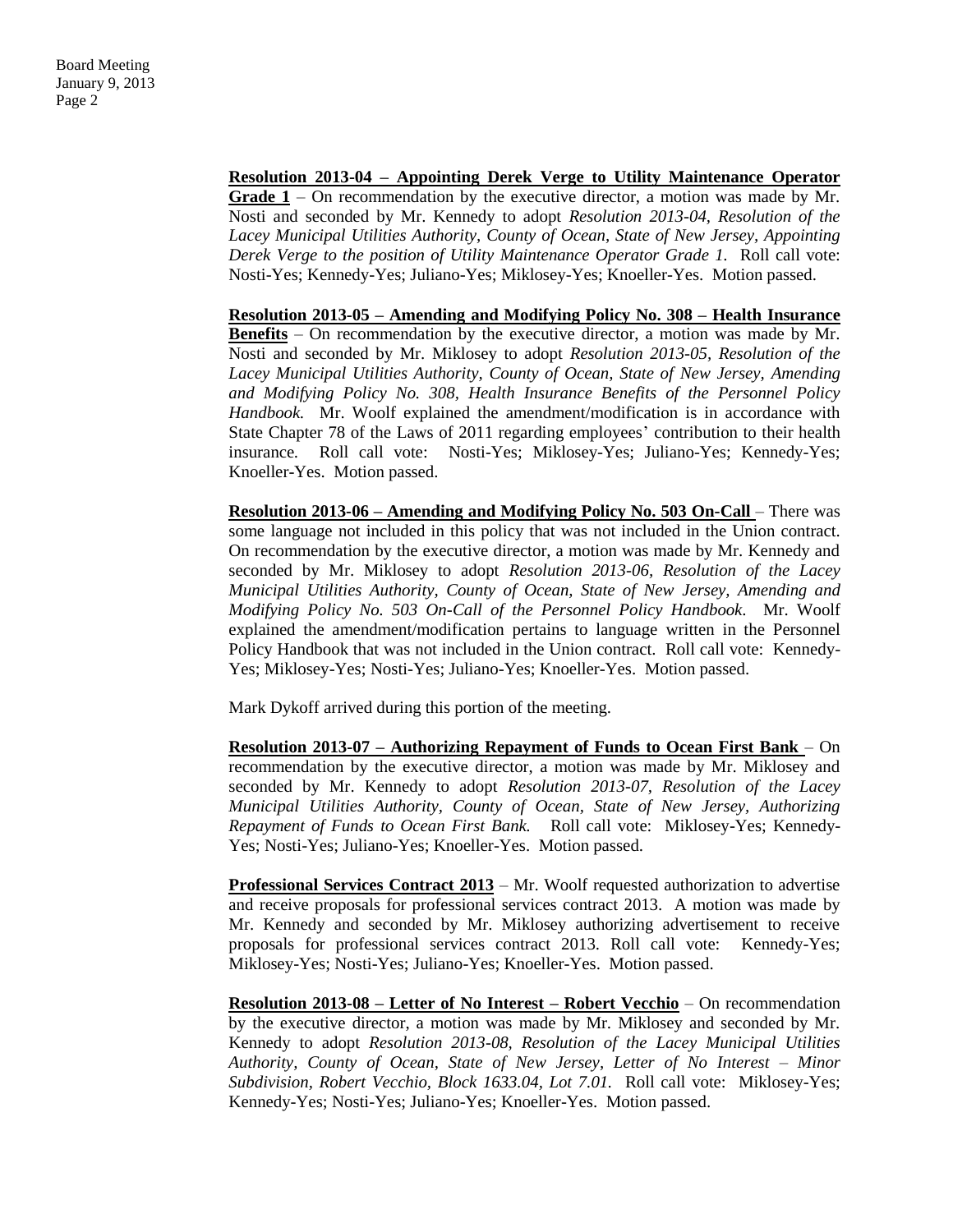**Resolution 2013-04 – Appointing Derek Verge to Utility Maintenance Operator Grade 1** – On recommendation by the executive director, a motion was made by Mr. Nosti and seconded by Mr. Kennedy to adopt *Resolution 2013-04, Resolution of the Lacey Municipal Utilities Authority, County of Ocean, State of New Jersey, Appointing Derek Verge to the position of Utility Maintenance Operator Grade 1.* Roll call vote: Nosti-Yes; Kennedy-Yes; Juliano-Yes; Miklosey-Yes; Knoeller-Yes. Motion passed.

**Resolution 2013-05 – Amending and Modifying Policy No. 308 – Health Insurance Benefits** – On recommendation by the executive director, a motion was made by Mr. Nosti and seconded by Mr. Miklosey to adopt *Resolution 2013-05, Resolution of the Lacey Municipal Utilities Authority, County of Ocean, State of New Jersey, Amending and Modifying Policy No. 308, Health Insurance Benefits of the Personnel Policy Handbook.* Mr. Woolf explained the amendment/modification is in accordance with State Chapter 78 of the Laws of 2011 regarding employees' contribution to their health insurance. Roll call vote: Nosti-Yes; Miklosey-Yes; Juliano-Yes; Kennedy-Yes; Knoeller-Yes. Motion passed.

**Resolution 2013-06 – Amending and Modifying Policy No. 503 On-Call** – There was some language not included in this policy that was not included in the Union contract. On recommendation by the executive director, a motion was made by Mr. Kennedy and seconded by Mr. Miklosey to adopt *Resolution 2013-06, Resolution of the Lacey Municipal Utilities Authority, County of Ocean, State of New Jersey, Amending and Modifying Policy No. 503 On-Call of the Personnel Policy Handbook.* Mr. Woolf explained the amendment/modification pertains to language written in the Personnel Policy Handbook that was not included in the Union contract. Roll call vote: Kennedy-Yes; Miklosey-Yes; Nosti-Yes; Juliano-Yes; Knoeller-Yes. Motion passed.

Mark Dykoff arrived during this portion of the meeting.

**Resolution 2013-07 – Authorizing Repayment of Funds to Ocean First Bank** – On recommendation by the executive director, a motion was made by Mr. Miklosey and seconded by Mr. Kennedy to adopt *Resolution 2013-07, Resolution of the Lacey Municipal Utilities Authority, County of Ocean, State of New Jersey, Authorizing Repayment of Funds to Ocean First Bank.* Roll call vote: Miklosey-Yes; Kennedy-Yes; Nosti-Yes; Juliano-Yes; Knoeller-Yes. Motion passed.

**Professional Services Contract 2013** – Mr. Woolf requested authorization to advertise and receive proposals for professional services contract 2013. A motion was made by Mr. Kennedy and seconded by Mr. Miklosey authorizing advertisement to receive proposals for professional services contract 2013. Roll call vote: Kennedy-Yes; Miklosey-Yes; Nosti-Yes; Juliano-Yes; Knoeller-Yes. Motion passed.

**Resolution 2013-08 – Letter of No Interest – Robert Vecchio** – On recommendation by the executive director, a motion was made by Mr. Miklosey and seconded by Mr. Kennedy to adopt *Resolution 2013-08, Resolution of the Lacey Municipal Utilities Authority, County of Ocean, State of New Jersey, Letter of No Interest – Minor Subdivision, Robert Vecchio, Block 1633.04, Lot 7.01.* Roll call vote: Miklosey-Yes; Kennedy-Yes; Nosti-Yes; Juliano-Yes; Knoeller-Yes. Motion passed.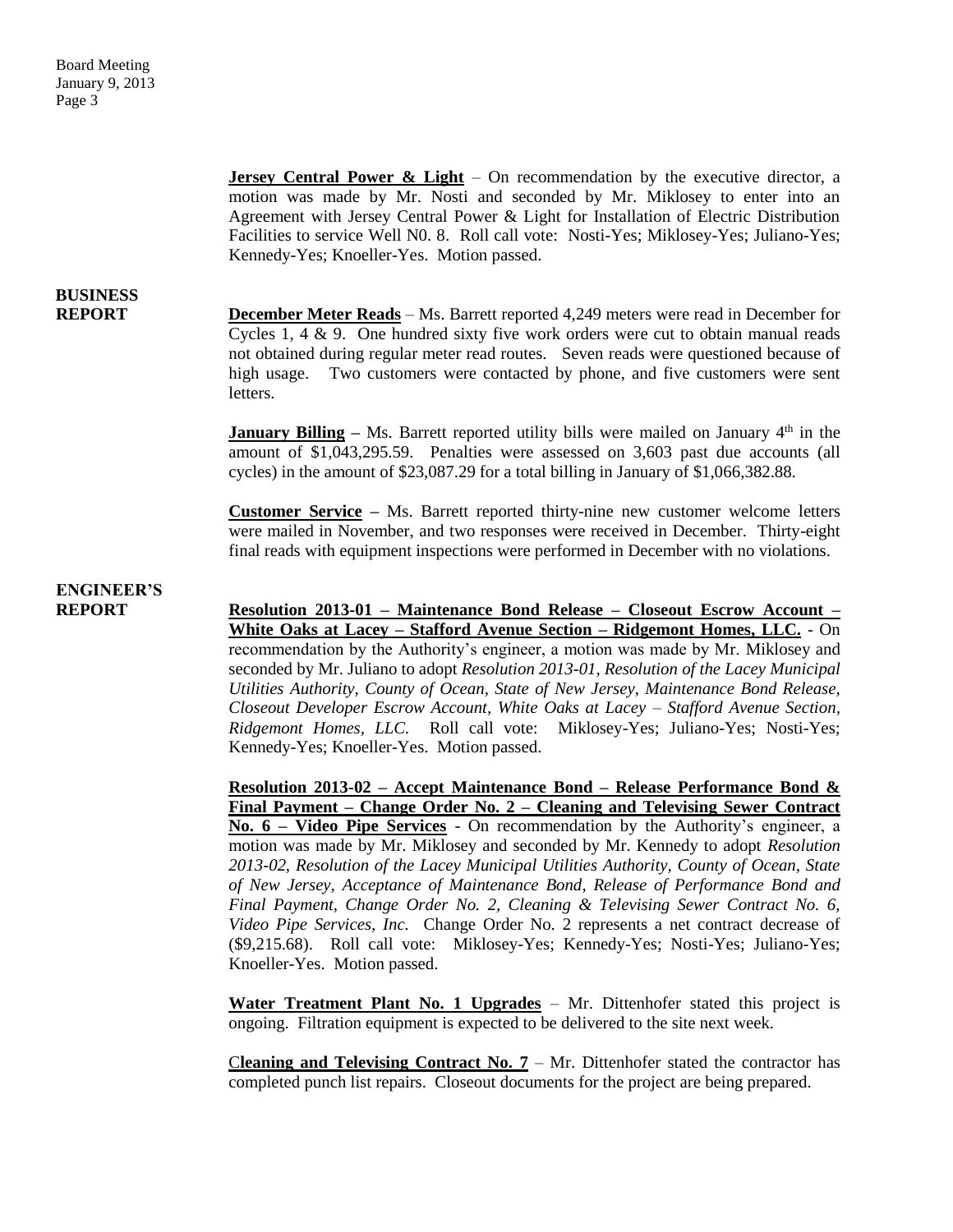**Jersey Central Power & Light** – On recommendation by the executive director, a motion was made by Mr. Nosti and seconded by Mr. Miklosey to enter into an Agreement with Jersey Central Power & Light for Installation of Electric Distribution Facilities to service Well N0. 8. Roll call vote: Nosti-Yes; Miklosey-Yes; Juliano-Yes; Kennedy-Yes; Knoeller-Yes. Motion passed.

**BUSINESS REPORT**

**December Meter Reads** – Ms. Barrett reported 4,249 meters were read in December for Cycles 1, 4 & 9. One hundred sixty five work orders were cut to obtain manual reads not obtained during regular meter read routes. Seven reads were questioned because of high usage. Two customers were contacted by phone, and five customers were sent letters.

**January Billing** – Ms. Barrett reported utility bills were mailed on January 4th in the amount of $1,043,295.59. Penalties were assessed on 3,603 past due accounts (all cycles) in the amount of $23,087.29 for a total billing in January of $1,066,382.88.

**Customer Service** – Ms. Barrett reported thirty-nine new customer welcome letters were mailed in November, and two responses were received in December. Thirty-eight final reads with equipment inspections were performed in December with no violations.

**ENGINEER'S REPORT**

**Resolution 2013-01 – Maintenance Bond Release – Closeout Escrow Account – White Oaks at Lacey – Stafford Avenue Section – Ridgemont Homes, LLC.** - On recommendation by the Authority's engineer, a motion was made by Mr. Miklosey and seconded by Mr. Juliano to adopt *Resolution 2013-01, Resolution of the Lacey Municipal Utilities Authority, County of Ocean, State of New Jersey, Maintenance Bond Release, Closeout Developer Escrow Account, White Oaks at Lacey – Stafford Avenue Section, Ridgemont Homes, LLC.* Roll call vote: Miklosey-Yes; Juliano-Yes; Nosti-Yes; Kennedy-Yes; Knoeller-Yes. Motion passed.

**Resolution 2013-02 – Accept Maintenance Bond – Release Performance Bond & Final Payment – Change Order No. 2 – Cleaning and Televising Sewer Contract No. 6 – Video Pipe Services** - On recommendation by the Authority's engineer, a motion was made by Mr. Miklosey and seconded by Mr. Kennedy to adopt *Resolution 2013-02, Resolution of the Lacey Municipal Utilities Authority, County of Ocean, State of New Jersey, Acceptance of Maintenance Bond, Release of Performance Bond and Final Payment, Change Order No. 2, Cleaning & Televising Sewer Contract No. 6, Video Pipe Services, Inc.* Change Order No. 2 represents a net contract decrease of ($9,215.68). Roll call vote: Miklosey-Yes; Kennedy-Yes; Nosti-Yes; Juliano-Yes; Knoeller-Yes. Motion passed.

**Water Treatment Plant No. 1 Upgrades** – Mr. Dittenhofer stated this project is ongoing. Filtration equipment is expected to be delivered to the site next week.

**Cleaning and Televising Contract No. 7** – Mr. Dittenhofer stated the contractor has completed punch list repairs. Closeout documents for the project are being prepared.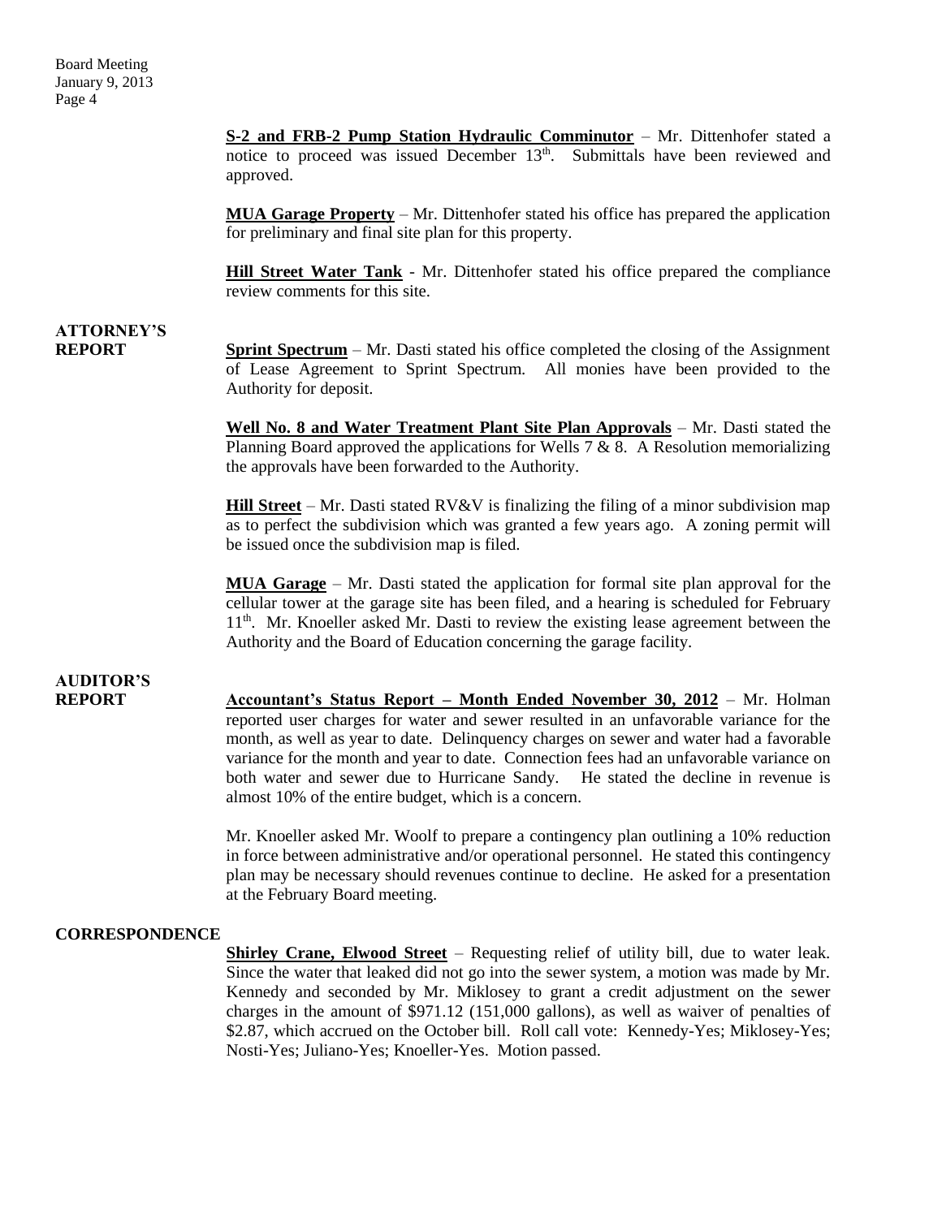**S-2 and FRB-2 Pump Station Hydraulic Comminutor** – Mr. Dittenhofer stated a notice to proceed was issued December 13th. Submittals have been reviewed and approved.

**MUA Garage Property** – Mr. Dittenhofer stated his office has prepared the application for preliminary and final site plan for this property.

**Hill Street Water Tank** - Mr. Dittenhofer stated his office prepared the compliance review comments for this site.

## ATTORNEY'S REPORT

**Sprint Spectrum** – Mr. Dasti stated his office completed the closing of the Assignment of Lease Agreement to Sprint Spectrum. All monies have been provided to the Authority for deposit.

**Well No. 8 and Water Treatment Plant Site Plan Approvals** – Mr. Dasti stated the Planning Board approved the applications for Wells 7 & 8. A Resolution memorializing the approvals have been forwarded to the Authority.

**Hill Street** – Mr. Dasti stated RV&V is finalizing the filing of a minor subdivision map as to perfect the subdivision which was granted a few years ago. A zoning permit will be issued once the subdivision map is filed.

**MUA Garage** – Mr. Dasti stated the application for formal site plan approval for the cellular tower at the garage site has been filed, and a hearing is scheduled for February 11th. Mr. Knoeller asked Mr. Dasti to review the existing lease agreement between the Authority and the Board of Education concerning the garage facility.

## AUDITOR'S REPORT

**Accountant's Status Report – Month Ended November 30, 2012** – Mr. Holman reported user charges for water and sewer resulted in an unfavorable variance for the month, as well as year to date. Delinquency charges on sewer and water had a favorable variance for the month and year to date. Connection fees had an unfavorable variance on both water and sewer due to Hurricane Sandy. He stated the decline in revenue is almost 10% of the entire budget, which is a concern.

Mr. Knoeller asked Mr. Woolf to prepare a contingency plan outlining a 10% reduction in force between administrative and/or operational personnel. He stated this contingency plan may be necessary should revenues continue to decline. He asked for a presentation at the February Board meeting.

## CORRESPONDENCE

**Shirley Crane, Elwood Street** – Requesting relief of utility bill, due to water leak. Since the water that leaked did not go into the sewer system, a motion was made by Mr. Kennedy and seconded by Mr. Miklosey to grant a credit adjustment on the sewer charges in the amount of $971.12 (151,000 gallons), as well as waiver of penalties of $2.87, which accrued on the October bill. Roll call vote: Kennedy-Yes; Miklosey-Yes; Nosti-Yes; Juliano-Yes; Knoeller-Yes. Motion passed.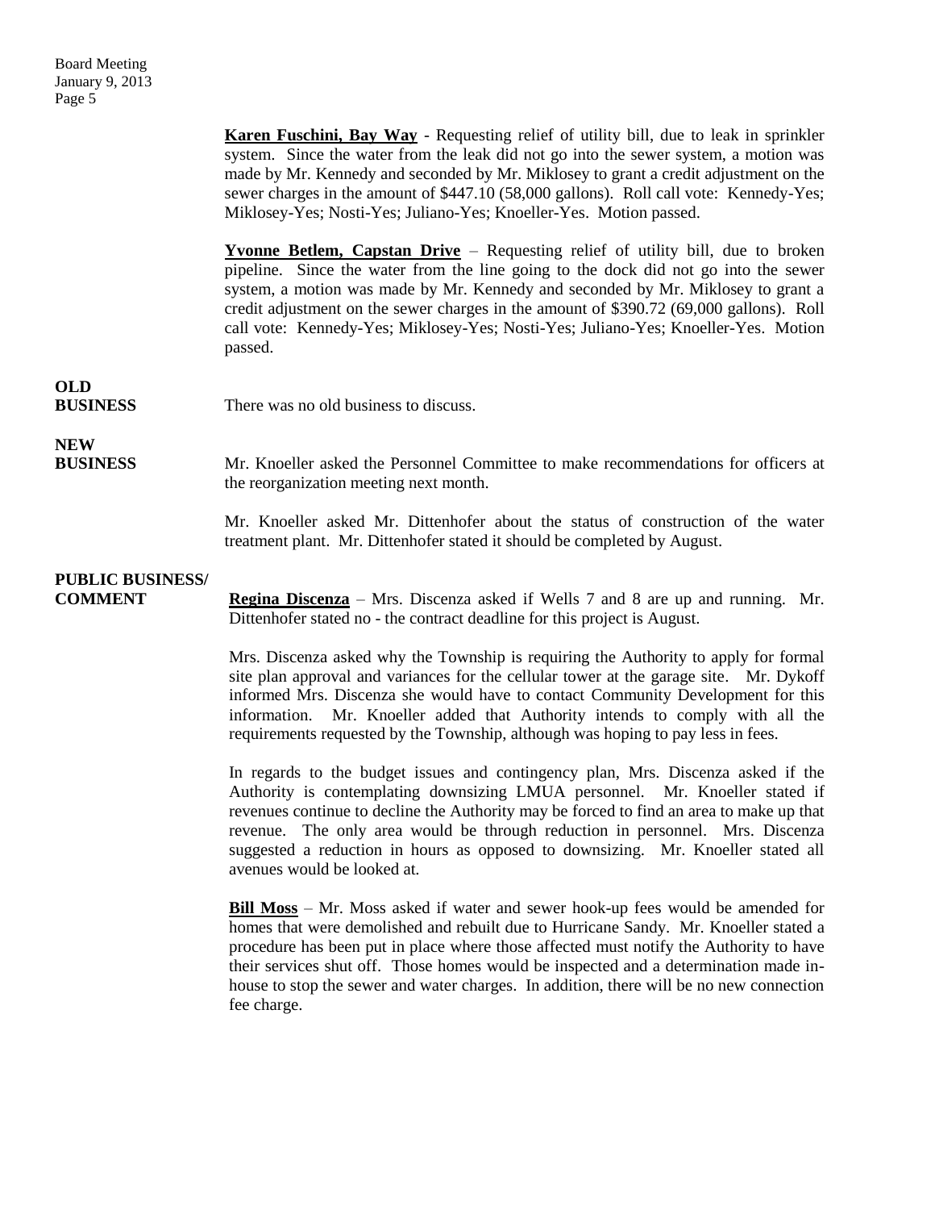**Karen Fuschini, Bay Way** - Requesting relief of utility bill, due to leak in sprinkler system. Since the water from the leak did not go into the sewer system, a motion was made by Mr. Kennedy and seconded by Mr. Miklosey to grant a credit adjustment on the sewer charges in the amount of $447.10 (58,000 gallons). Roll call vote: Kennedy-Yes; Miklosey-Yes; Nosti-Yes; Juliano-Yes; Knoeller-Yes. Motion passed.

**Yvonne Betlem, Capstan Drive** – Requesting relief of utility bill, due to broken pipeline. Since the water from the line going to the dock did not go into the sewer system, a motion was made by Mr. Kennedy and seconded by Mr. Miklosey to grant a credit adjustment on the sewer charges in the amount of $390.72 (69,000 gallons). Roll call vote: Kennedy-Yes; Miklosey-Yes; Nosti-Yes; Juliano-Yes; Knoeller-Yes. Motion passed.

**OLD BUSINESS**

There was no old business to discuss.

**NEW BUSINESS**

Mr. Knoeller asked the Personnel Committee to make recommendations for officers at the reorganization meeting next month.

Mr. Knoeller asked Mr. Dittenhofer about the status of construction of the water treatment plant. Mr. Dittenhofer stated it should be completed by August.

**PUBLIC BUSINESS/ COMMENT**

**Regina Discenza** – Mrs. Discenza asked if Wells 7 and 8 are up and running. Mr. Dittenhofer stated no - the contract deadline for this project is August.

Mrs. Discenza asked why the Township is requiring the Authority to apply for formal site plan approval and variances for the cellular tower at the garage site. Mr. Dykoff informed Mrs. Discenza she would have to contact Community Development for this information. Mr. Knoeller added that Authority intends to comply with all the requirements requested by the Township, although was hoping to pay less in fees.

In regards to the budget issues and contingency plan, Mrs. Discenza asked if the Authority is contemplating downsizing LMUA personnel. Mr. Knoeller stated if revenues continue to decline the Authority may be forced to find an area to make up that revenue. The only area would be through reduction in personnel. Mrs. Discenza suggested a reduction in hours as opposed to downsizing. Mr. Knoeller stated all avenues would be looked at.

**Bill Moss** – Mr. Moss asked if water and sewer hook-up fees would be amended for homes that were demolished and rebuilt due to Hurricane Sandy. Mr. Knoeller stated a procedure has been put in place where those affected must notify the Authority to have their services shut off. Those homes would be inspected and a determination made in-house to stop the sewer and water charges. In addition, there will be no new connection fee charge.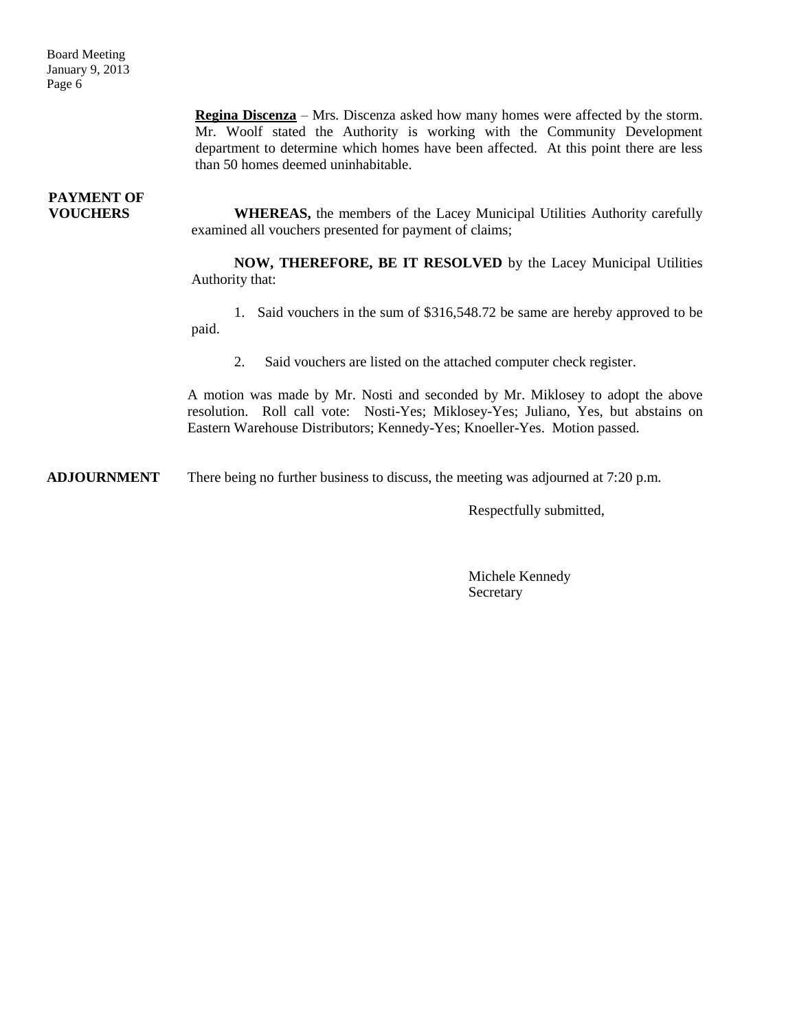**Regina Discenza** – Mrs. Discenza asked how many homes were affected by the storm. Mr. Woolf stated the Authority is working with the Community Development department to determine which homes have been affected. At this point there are less than 50 homes deemed uninhabitable.

**PAYMENT OF VOUCHERS**

**WHEREAS,** the members of the Lacey Municipal Utilities Authority carefully examined all vouchers presented for payment of claims;

**NOW, THEREFORE, BE IT RESOLVED** by the Lacey Municipal Utilities Authority that:

1. Said vouchers in the sum of $316,548.72 be same are hereby approved to be paid.
2. Said vouchers are listed on the attached computer check register.

A motion was made by Mr. Nosti and seconded by Mr. Miklosey to adopt the above resolution. Roll call vote: Nosti-Yes; Miklosey-Yes; Juliano, Yes, but abstains on Eastern Warehouse Distributors; Kennedy-Yes; Knoeller-Yes. Motion passed.

**ADJOURNMENT**

There being no further business to discuss, the meeting was adjourned at 7:20 p.m.

Respectfully submitted,

Michele Kennedy
Secretary